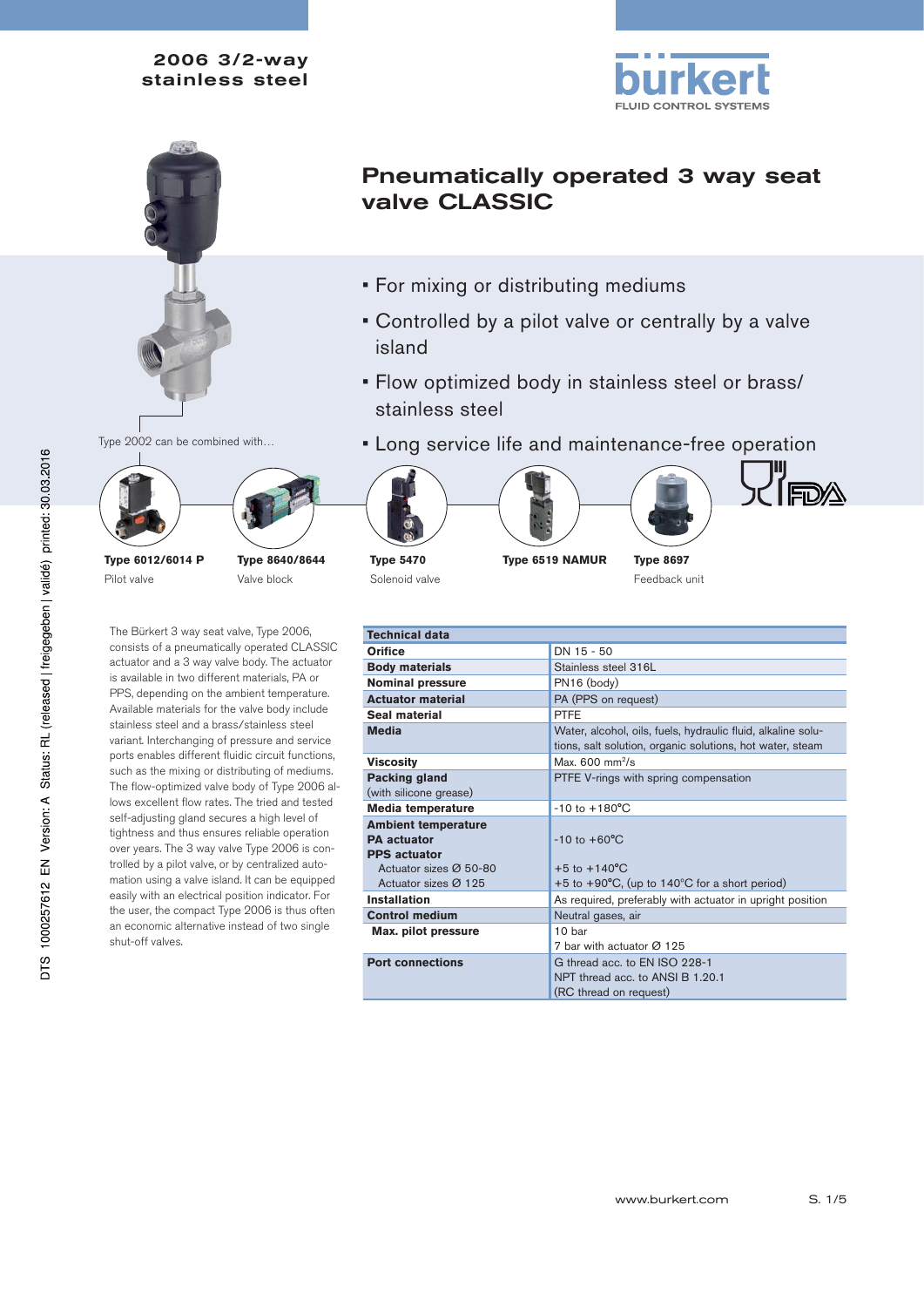2006 3/2-way
stainless steel

# Pneumatically operated 3 way seat valve CLASSIC

- For mixing or distributing mediums
- Controlled by a pilot valve or centrally by a valve island
- Flow optimized body in stainless steel or brass/ stainless steel
- Long service life and maintenance-free operation

Type 2002 can be combined with…

**Type 6012/6014 P**
Pilot valve

**Type 8640/8644**
Valve block

**Type 5470**
Solenoid valve

**Type 6519 NAMUR**

**Type 8697**
Feedback unit

The Bürkert 3 way seat valve, Type 2006, consists of a pneumatically operated CLASSIC actuator and a 3 way valve body. The actuator is available in two different materials, PA or PPS, depending on the ambient temperature. Available materials for the valve body include stainless steel and a brass/stainless steel variant. Interchanging of pressure and service ports enables different fluidic circuit functions, such as the mixing or distributing of mediums. The flow-optimized valve body of Type 2006 allows excellent flow rates. The tried and tested self-adjusting gland secures a high level of tightness and thus ensures reliable operation over years. The 3 way valve Type 2006 is controlled by a pilot valve, or by centralized automation using a valve island. It can be equipped easily with an electrical position indicator. For the user, the compact Type 2006 is thus often an economic alternative instead of two single shut-off valves.

| Technical data | |
|---|---|
| **Orifice** | DN 15 - 50 |
| **Body materials** | Stainless steel 316L |
| **Nominal pressure** | PN16 (body) |
| **Actuator material** | PA (PPS on request) |
| **Seal material** | PTFE |
| **Media** | Water, alcohol, oils, fuels, hydraulic fluid, alkaline solutions, salt solution, organic solutions, hot water, steam |
| **Viscosity** | Max. 600 mm²/s |
| **Packing gland** (with silicone grease) | PTFE V-rings with spring compensation |
| **Media temperature** | -10 to +180°C |
| **Ambient temperature** | |
| **PA actuator** | -10 to +60°C |
| **PPS actuator** | |
| Actuator sizes Ø 50-80 | +5 to +140°C |
| Actuator sizes Ø 125 | +5 to +90°C, (up to 140°C for a short period) |
| **Installation** | As required, preferably with actuator in upright position |
| **Control medium** | Neutral gases, air |
| **Max. pilot pressure** | 10 bar<br>7 bar with actuator Ø 125 |
| **Port connections** | G thread acc. to EN ISO 228-1<br>NPT thread acc. to ANSI B 1.20.1<br>(RC thread on request) |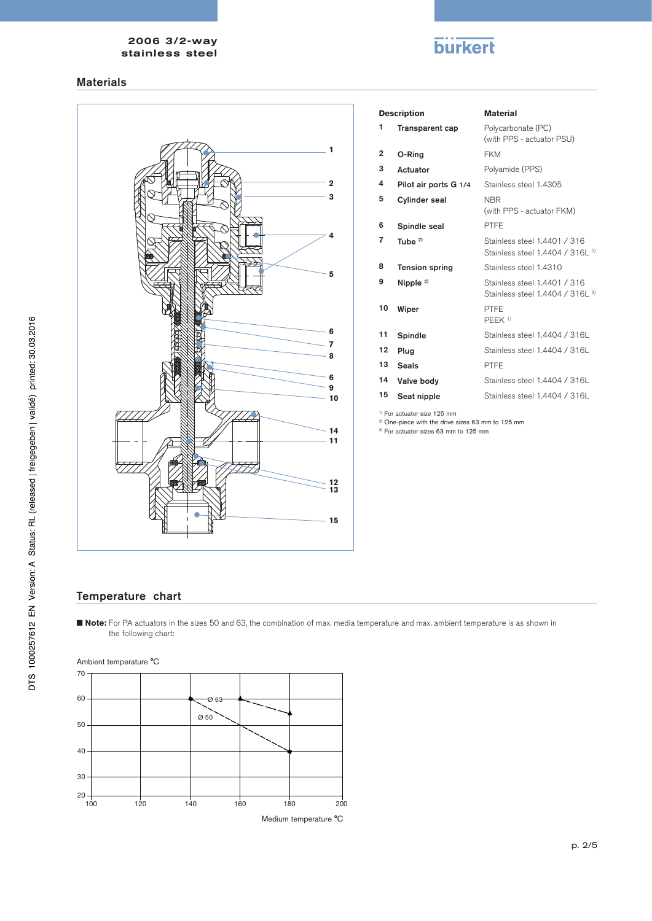## Materials

| | Description | Material |
|---|---|---|
| 1 | Transparent cap | Polycarbonate (PC)<br>(with PPS - actuator PSU) |
| 2 | O-Ring | FKM |
| 3 | Actuator | Polyamide (PPS) |
| 4 | Pilot air ports G 1/4 | Stainless steel 1.4305 |
| 5 | Cylinder seal | NBR<br>(with PPS - actuator FKM) |
| 6 | Spindle seal | PTFE |
| 7 | Tube [2)] | Stainless steel 1.4401 / 316<br>Stainless steel 1.4404 / 316L [3)] |
| 8 | Tension spring | Stainless steel 1.4310 |
| 9 | Nipple [2)] | Stainless steel 1.4401 / 316<br>Stainless steel 1.4404 / 316L [3)] |
| 10 | Wiper | PTFE<br>PEEK [1)] |
| 11 | Spindle | Stainless steel 1.4404 / 316L |
| 12 | Plug | Stainless steel 1.4404 / 316L |
| 13 | Seals | PTFE |
| 14 | Valve body | Stainless steel 1.4404 / 316L |
| 15 | Seat nipple | Stainless steel 1.4404 / 316L |

[1)] For actuator size 125 mm
[2)] One-piece with the drive sizes 63 mm to 125 mm
[3)] For actuator sizes 63 mm to 125 mm

## Temperature chart

■ **Note:** For PA actuators in the sizes 50 and 63, the combination of max. media temperature and max. ambient temperature is as shown in the following chart:

Ambient temperature °C

Medium temperature °C

Ø 63

Ø 50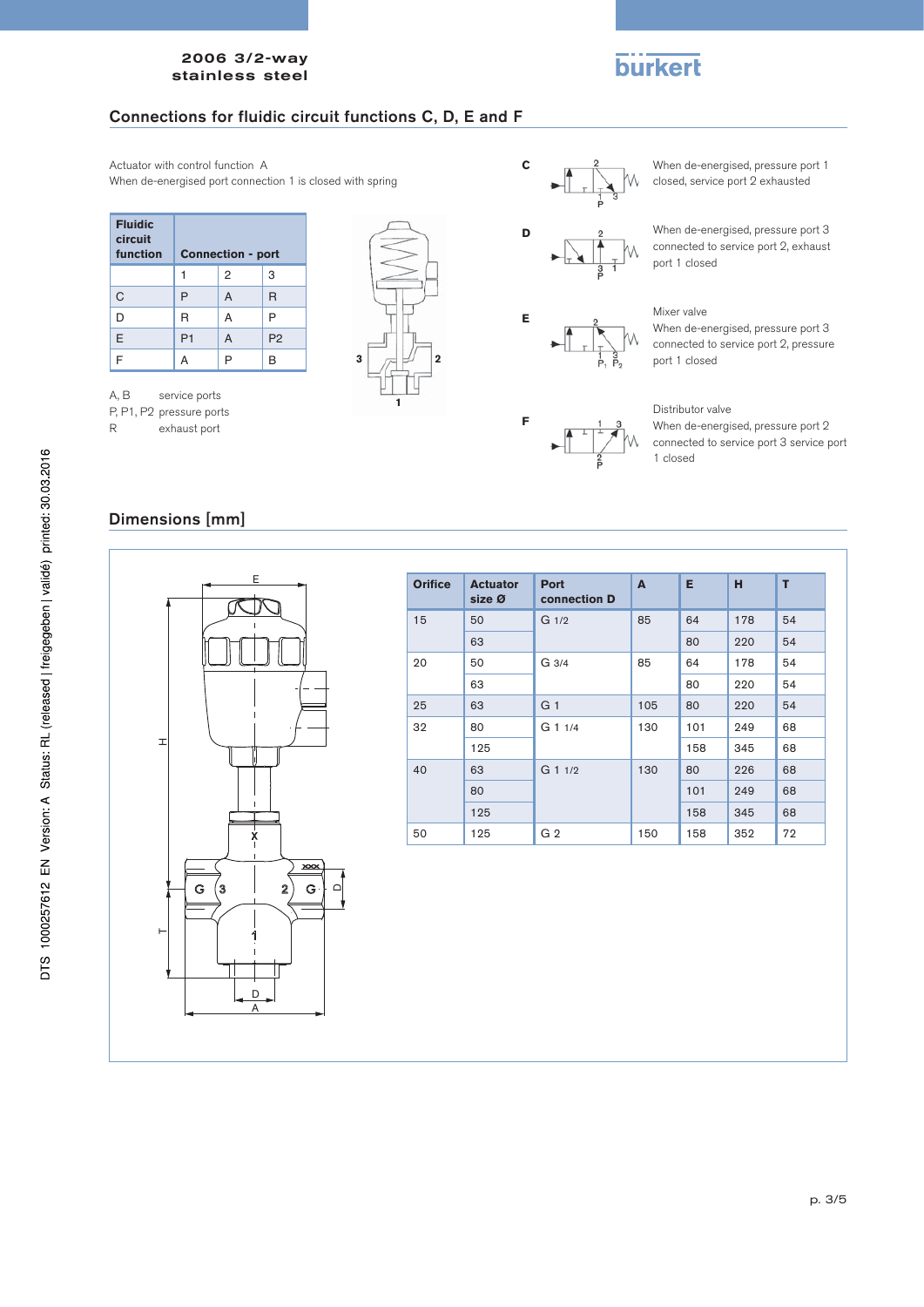## Connections for fluidic circuit functions C, D, E and F

Actuator with control function A
When de-energised port connection 1 is closed with spring

| Fluidic circuit function | Connection - port | | |
|---|---|---|---|
| | 1 | 2 | 3 |
| C | P | A | R |
| D | R | A | P |
| E | P1 | A | P2 |
| F | A | P | B |

A, B service ports
P, P1, P2 pressure ports
R exhaust port

**C** When de-energised, pressure port 1 closed, service port 2 exhausted

**D** When de-energised, pressure port 3 connected to service port 2, exhaust port 1 closed

**E** Mixer valve
When de-energised, pressure port 3 connected to service port 2, pressure port 1 closed

**F** Distributor valve
When de-energised, pressure port 2 connected to service port 3 service port 1 closed

## Dimensions [mm]

| Orifice | Actuator size Ø | Port connection D | A | E | H | T |
|---|---|---|---|---|---|---|
| 15 | 50 | G 1/2 | 85 | 64 | 178 | 54 |
| | 63 | | | 80 | 220 | 54 |
| 20 | 50 | G 3/4 | 85 | 64 | 178 | 54 |
| | 63 | | | 80 | 220 | 54 |
| 25 | 63 | G 1 | 105 | 80 | 220 | 54 |
| 32 | 80 | G 1 1/4 | 130 | 101 | 249 | 68 |
| | 125 | | | 158 | 345 | 68 |
| 40 | 63 | G 1 1/2 | 130 | 80 | 226 | 68 |
| | 80 | | | 101 | 249 | 68 |
| | 125 | | | 158 | 345 | 68 |
| 50 | 125 | G 2 | 150 | 158 | 352 | 72 |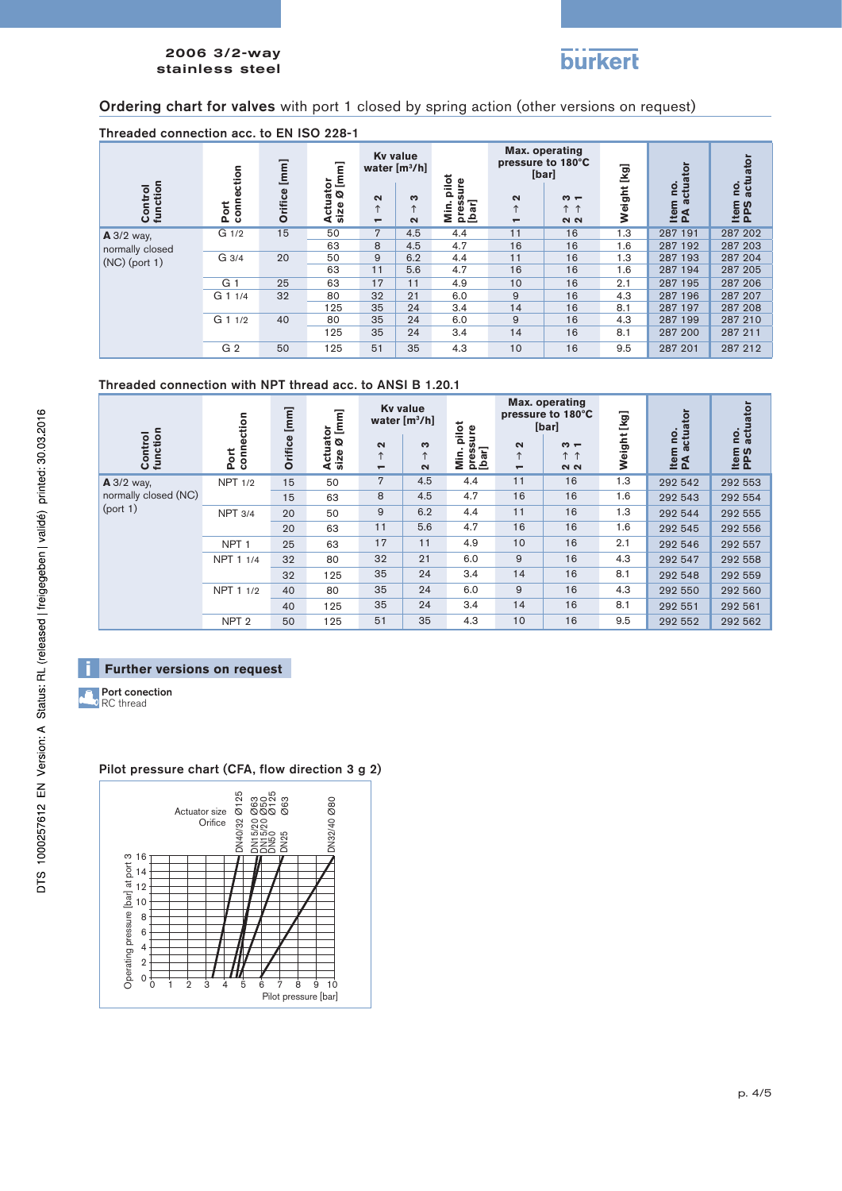## Ordering chart for valves with port 1 closed by spring action (other versions on request)

### Threaded connection acc. to EN ISO 228-1

| Control function | Port connection | Orifice [mm] | Actuator size Ø [mm] | Kv value water [m³/h] | | Min. pilot pressure [bar] | Max. operating pressure to 180°C [bar] | | Weight [kg] | Item no. PA actuator | Item no. PPS actuator |
|---|---|---|---|---|---|---|---|---|---|---|---|
| | | | | 1 → 2 | 2 → 3 | | 1 → 2 | 3 → 1 / 2 → 2 | | | |
| **A** 3/2 way, normally closed (NC) (port 1) | G 1/2 | 15 | 50 | 7 | 4.5 | 4.4 | 11 | 16 | 1.3 | 287 191 | 287 202 |
| | | | 63 | 8 | 4.5 | 4.7 | 16 | 16 | 1.6 | 287 192 | 287 203 |
| | G 3/4 | 20 | 50 | 9 | 6.2 | 4.4 | 11 | 16 | 1.3 | 287 193 | 287 204 |
| | | | 63 | 11 | 5.6 | 4.7 | 16 | 16 | 1.6 | 287 194 | 287 205 |
| | G 1 | 25 | 63 | 17 | 11 | 4.9 | 10 | 16 | 2.1 | 287 195 | 287 206 |
| | G 1 1/4 | 32 | 80 | 32 | 21 | 6.0 | 9 | 16 | 4.3 | 287 196 | 287 207 |
| | | | 125 | 35 | 24 | 3.4 | 14 | 16 | 8.1 | 287 197 | 287 208 |
| | G 1 1/2 | 40 | 80 | 35 | 24 | 6.0 | 9 | 16 | 4.3 | 287 199 | 287 210 |
| | | | 125 | 35 | 24 | 3.4 | 14 | 16 | 8.1 | 287 200 | 287 211 |
| | G 2 | 50 | 125 | 51 | 35 | 4.3 | 10 | 16 | 9.5 | 287 201 | 287 212 |

### Threaded connection with NPT thread acc. to ANSI B 1.20.1

| Control function | Port connection | Orifice [mm] | Actuator size Ø [mm] | Kv value water [m³/h] | | Min. pilot pressure [bar] | Max. operating pressure to 180°C [bar] | | Weight [kg] | Item no. PA actuator | Item no. PPS actuator |
|---|---|---|---|---|---|---|---|---|---|---|---|
| | | | | 1 → 2 | 2 → 3 | | 1 → 2 | 3 → 1 / 2 → 2 | | | |
| **A** 3/2 way, normally closed (NC) (port 1) | NPT 1/2 | 15 | 50 | 7 | 4.5 | 4.4 | 11 | 16 | 1.3 | 292 542 | 292 553 |
| | | 15 | 63 | 8 | 4.5 | 4.7 | 16 | 16 | 1.6 | 292 543 | 292 554 |
| | NPT 3/4 | 20 | 50 | 9 | 6.2 | 4.4 | 11 | 16 | 1.3 | 292 544 | 292 555 |
| | | 20 | 63 | 11 | 5.6 | 4.7 | 16 | 16 | 1.6 | 292 545 | 292 556 |
| | NPT 1 | 25 | 63 | 17 | 11 | 4.9 | 10 | 16 | 2.1 | 292 546 | 292 557 |
| | NPT 1 1/4 | 32 | 80 | 32 | 21 | 6.0 | 9 | 16 | 4.3 | 292 547 | 292 558 |
| | | 32 | 125 | 35 | 24 | 3.4 | 14 | 16 | 8.1 | 292 548 | 292 559 |
| | NPT 1 1/2 | 40 | 80 | 35 | 24 | 6.0 | 9 | 16 | 4.3 | 292 550 | 292 560 |
| | | 40 | 125 | 35 | 24 | 3.4 | 14 | 16 | 8.1 | 292 551 | 292 561 |
| | NPT 2 | 50 | 125 | 51 | 35 | 4.3 | 10 | 16 | 9.5 | 292 552 | 292 562 |

**Further versions on request**

**Port conection**
RC thread

### Pilot pressure chart (CFA, flow direction 3 g 2)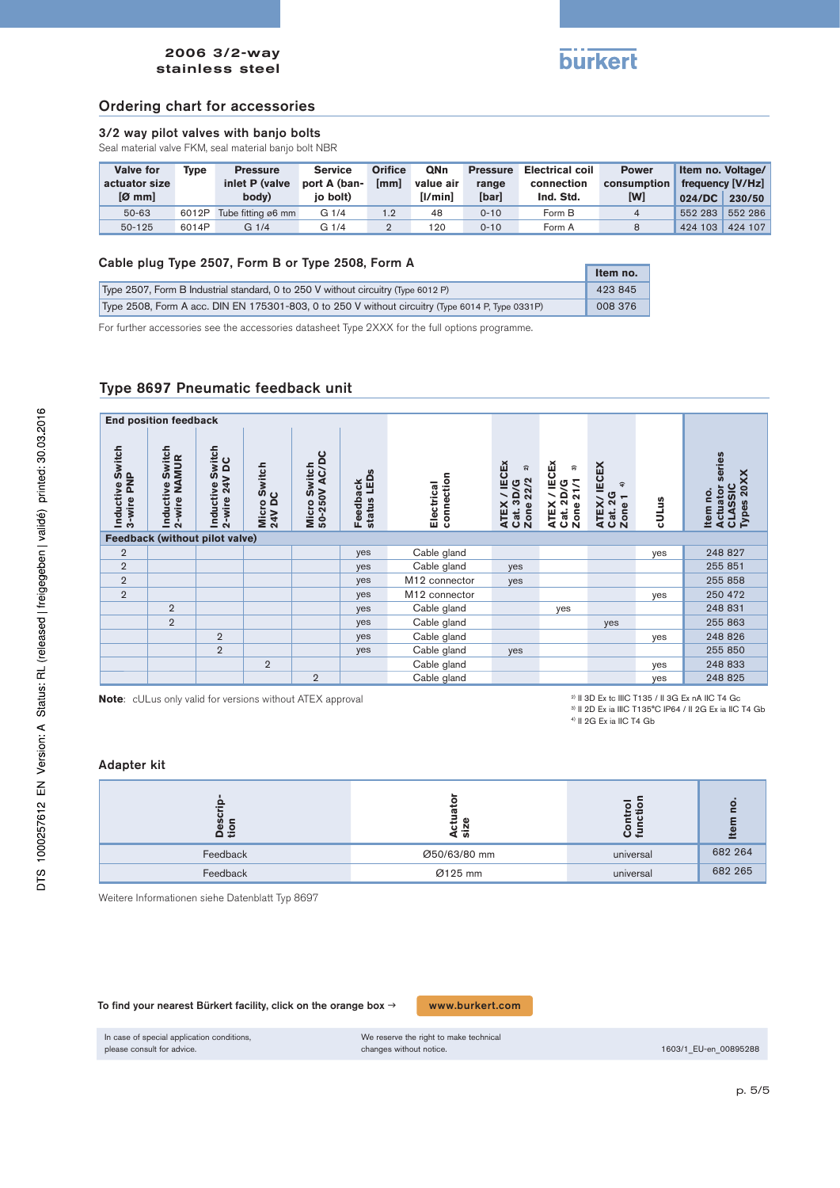## Ordering chart for accessories

### 3/2 way pilot valves with banjo bolts

Seal material valve FKM, seal material banjo bolt NBR

| Valve for actuator size [Ø mm] | Type | Pressure inlet P (valve body) | Service port A (banjo bolt) | Orifice [mm] | QNn value air [l/min] | Pressure range [bar] | Electrical coil connection Ind. Std. | Power consumption [W] | Item no. Voltage/ frequency [V/Hz] | |
|---|---|---|---|---|---|---|---|---|---|---|
| | | | | | | | | | 024/DC | 230/50 |
| 50-63 | 6012P | Tube fitting ø6 mm | G 1/4 | 1.2 | 48 | 0-10 | Form B | 4 | 552 283 | 552 286 |
| 50-125 | 6014P | G 1/4 | G 1/4 | 2 | 120 | 0-10 | Form A | 8 | 424 103 | 424 107 |

### Cable plug Type 2507, Form B or Type 2508, Form A

| | Item no. |
|---|---|
| Type 2507, Form B Industrial standard, 0 to 250 V without circuitry (Type 6012 P) | 423 845 |
| Type 2508, Form A acc. DIN EN 175301-803, 0 to 250 V without circuitry (Type 6014 P, Type 0331P) | 008 376 |

For further accessories see the accessories datasheet Type 2XXX for the full options programme.

## Type 8697 Pneumatic feedback unit

| End position feedback | | | | | | | | | | | |
|---|---|---|---|---|---|---|---|---|---|---|---|
| Inductive Switch 3-wire PNP | Inductive Switch 2-wire NAMUR | Inductive Switch 2-wire 24V DC | Micro Switch 24V DC | Micro Switch 50-250V AC/DC | Feedback status LEDs | Electrical connection | ATEX / IECEx Cat. 3D/G Zone 22/2 [2] | ATEX / IECEx Cat. 2D/G Zone 21/1 [3] | ATEX / IECEX Cat. 2G Zone 1 [4] | cULus | Item no. Actuator series CLASSIC Types 20XX |
| **Feedback (without pilot valve)** | | | | | | | | | | | |
| 2 | | | | | yes | Cable gland | | | | yes | 248 827 |
| 2 | | | | | yes | Cable gland | yes | | | | 255 851 |
| 2 | | | | | yes | M12 connector | yes | | | | 255 858 |
| 2 | | | | | yes | M12 connector | | | | yes | 250 472 |
| | 2 | | | | yes | Cable gland | | yes | | | 248 831 |
| | 2 | | | | yes | Cable gland | | | yes | | 255 863 |
| | | 2 | | | yes | Cable gland | | | | yes | 248 826 |
| | | 2 | | | yes | Cable gland | yes | | | | 255 850 |
| | | | 2 | | | Cable gland | | | | yes | 248 833 |
| | | | | 2 | | Cable gland | | | | yes | 248 825 |

**Note**: cULus only valid for versions without ATEX approval

[2] II 3D Ex tc IIIC T135 / II 3G Ex nA IIC T4 Gc
[3] II 2D Ex ia IIIC T135°C IP64 / II 2G Ex ia IIC T4 Gb
[4] II 2G Ex ia IIC T4 Gb

### Adapter kit

| Description | Actuator size | Control function | Item no. |
|---|---|---|---|
| Feedback | Ø50/63/80 mm | universal | 682 264 |
| Feedback | Ø125 mm | universal | 682 265 |

Weitere Informationen siehe Datenblatt Typ 8697

**To find your nearest Bürkert facility, click on the orange box →** **www.burkert.com**

In case of special application conditions, please consult for advice.

We reserve the right to make technical changes without notice.

1603/1_EU-en_00895288